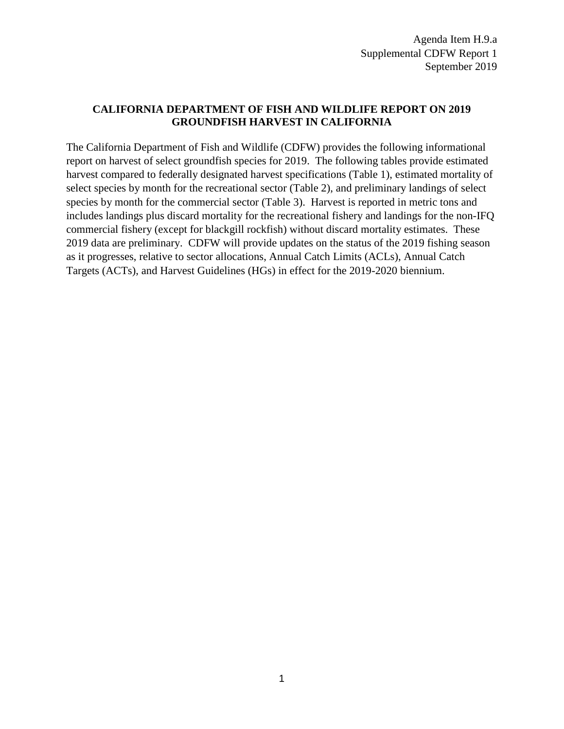Agenda Item H.9.a
Supplemental CDFW Report 1
September 2019

# CALIFORNIA DEPARTMENT OF FISH AND WILDLIFE REPORT ON 2019 GROUNDFISH HARVEST IN CALIFORNIA

The California Department of Fish and Wildlife (CDFW) provides the following informational report on harvest of select groundfish species for 2019. The following tables provide estimated harvest compared to federally designated harvest specifications (Table 1), estimated mortality of select species by month for the recreational sector (Table 2), and preliminary landings of select species by month for the commercial sector (Table 3). Harvest is reported in metric tons and includes landings plus discard mortality for the recreational fishery and landings for the non-IFQ commercial fishery (except for blackgill rockfish) without discard mortality estimates. These 2019 data are preliminary. CDFW will provide updates on the status of the 2019 fishing season as it progresses, relative to sector allocations, Annual Catch Limits (ACLs), Annual Catch Targets (ACTs), and Harvest Guidelines (HGs) in effect for the 2019-2020 biennium.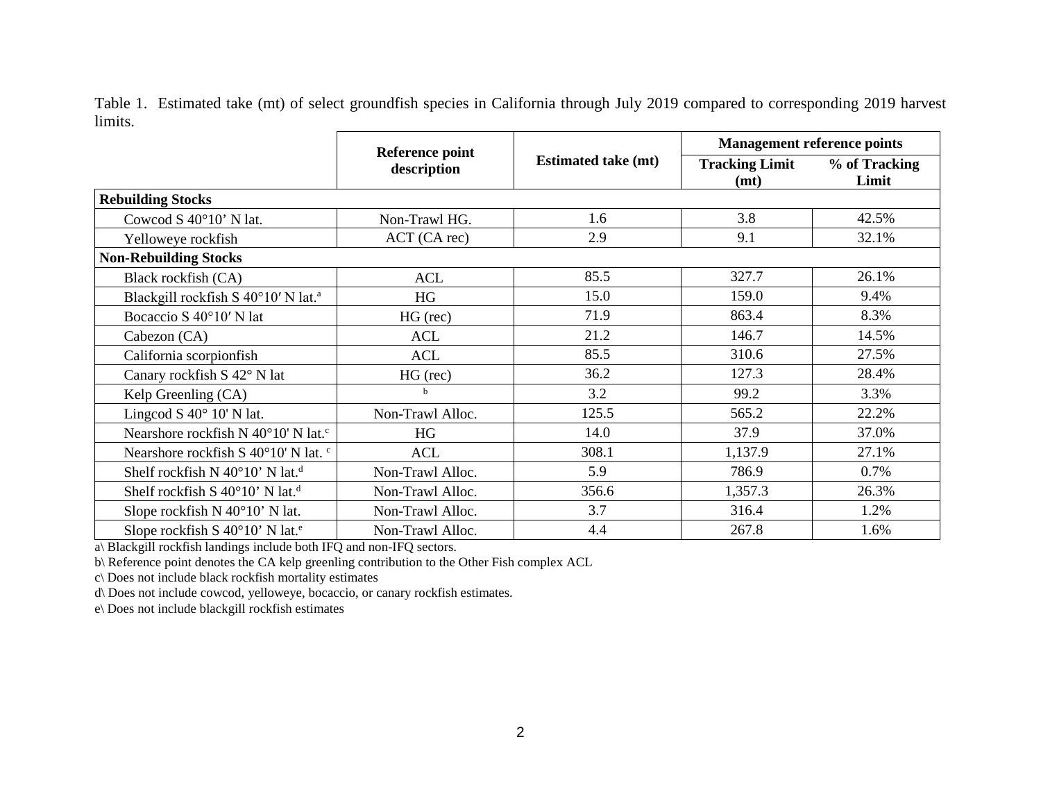Table 1. Estimated take (mt) of select groundfish species in California through July 2019 compared to corresponding 2019 harvest limits.

| | Reference point description | Estimated take (mt) | Management reference points | |
|---|---|---|---|---|
| | | | Tracking Limit (mt) | % of Tracking Limit |
| **Rebuilding Stocks** | | | | |
| Cowcod S 40°10' N lat. | Non-Trawl HG. | 1.6 | 3.8 | 42.5% |
| Yelloweye rockfish | ACT (CA rec) | 2.9 | 9.1 | 32.1% |
| **Non-Rebuilding Stocks** | | | | |
| Black rockfish (CA) | ACL | 85.5 | 327.7 | 26.1% |
| Blackgill rockfish S 40°10′ N lat.[a] | HG | 15.0 | 159.0 | 9.4% |
| Bocaccio S 40°10′ N lat | HG (rec) | 71.9 | 863.4 | 8.3% |
| Cabezon (CA) | ACL | 21.2 | 146.7 | 14.5% |
| California scorpionfish | ACL | 85.5 | 310.6 | 27.5% |
| Canary rockfish S 42° N lat | HG (rec) | 36.2 | 127.3 | 28.4% |
| Kelp Greenling (CA) | [b] | 3.2 | 99.2 | 3.3% |
| Lingcod S 40° 10' N lat. | Non-Trawl Alloc. | 125.5 | 565.2 | 22.2% |
| Nearshore rockfish N 40°10' N lat.[c] | HG | 14.0 | 37.9 | 37.0% |
| Nearshore rockfish S 40°10' N lat. [c] | ACL | 308.1 | 1,137.9 | 27.1% |
| Shelf rockfish N 40°10' N lat.[d] | Non-Trawl Alloc. | 5.9 | 786.9 | 0.7% |
| Shelf rockfish S 40°10' N lat.[d] | Non-Trawl Alloc. | 356.6 | 1,357.3 | 26.3% |
| Slope rockfish N 40°10' N lat. | Non-Trawl Alloc. | 3.7 | 316.4 | 1.2% |
| Slope rockfish S 40°10' N lat.[e] | Non-Trawl Alloc. | 4.4 | 267.8 | 1.6% |

a\ Blackgill rockfish landings include both IFQ and non-IFQ sectors.

b\ Reference point denotes the CA kelp greenling contribution to the Other Fish complex ACL

c\ Does not include black rockfish mortality estimates

d\ Does not include cowcod, yelloweye, bocaccio, or canary rockfish estimates.

e\ Does not include blackgill rockfish estimates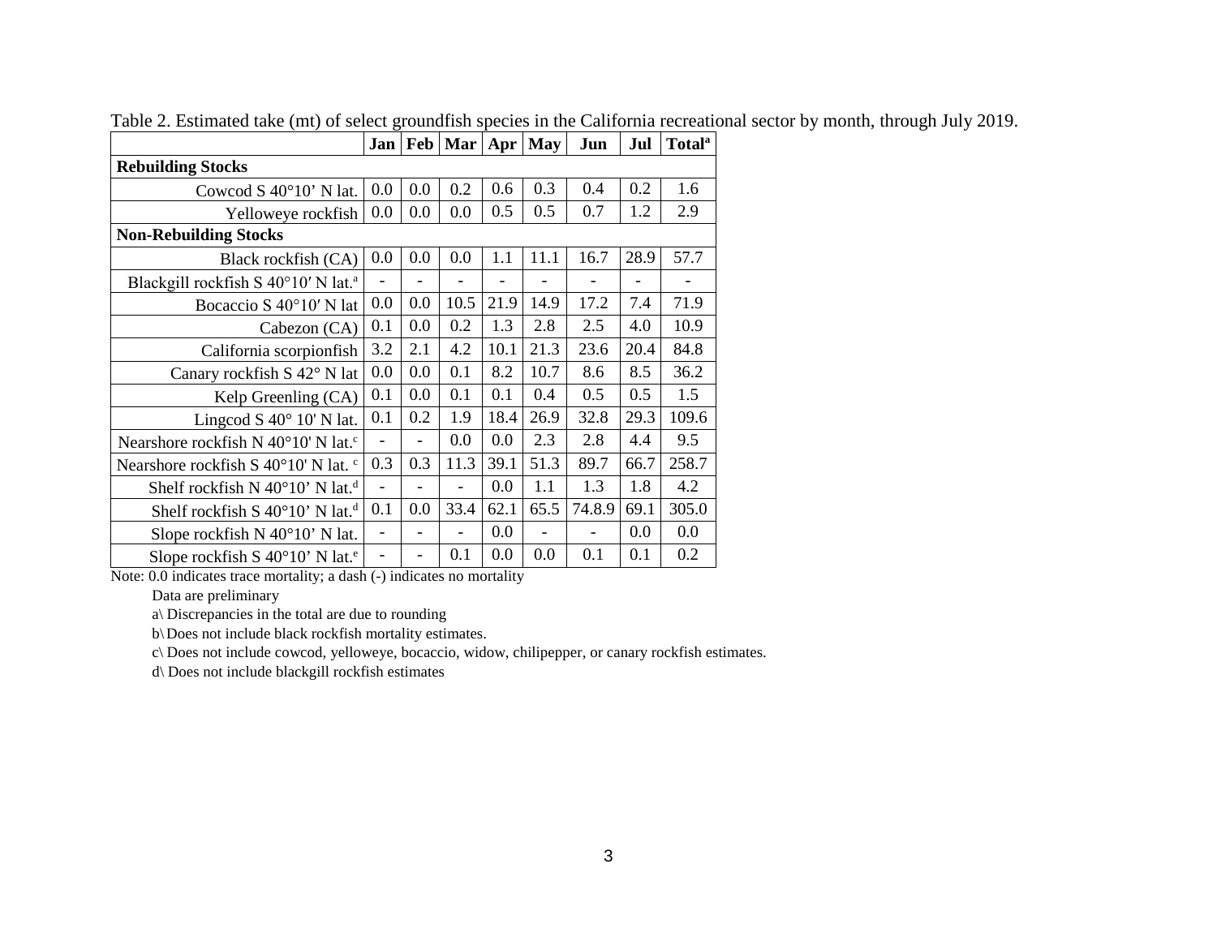Table 2. Estimated take (mt) of select groundfish species in the California recreational sector by month, through July 2019.

| | Jan | Feb | Mar | Apr | May | Jun | Jul | Total[a] |
|---|---|---|---|---|---|---|---|---|
| **Rebuilding Stocks** | | | | | | | | |
| Cowcod S 40°10' N lat. | 0.0 | 0.0 | 0.2 | 0.6 | 0.3 | 0.4 | 0.2 | 1.6 |
| Yelloweye rockfish | 0.0 | 0.0 | 0.0 | 0.5 | 0.5 | 0.7 | 1.2 | 2.9 |
| **Non-Rebuilding Stocks** | | | | | | | | |
| Black rockfish (CA) | 0.0 | 0.0 | 0.0 | 1.1 | 11.1 | 16.7 | 28.9 | 57.7 |
| Blackgill rockfish S 40°10′ N lat.[a] | - | - | - | - | - | - | - | - |
| Bocaccio S 40°10′ N lat | 0.0 | 0.0 | 10.5 | 21.9 | 14.9 | 17.2 | 7.4 | 71.9 |
| Cabezon (CA) | 0.1 | 0.0 | 0.2 | 1.3 | 2.8 | 2.5 | 4.0 | 10.9 |
| California scorpionfish | 3.2 | 2.1 | 4.2 | 10.1 | 21.3 | 23.6 | 20.4 | 84.8 |
| Canary rockfish S 42° N lat | 0.0 | 0.0 | 0.1 | 8.2 | 10.7 | 8.6 | 8.5 | 36.2 |
| Kelp Greenling (CA) | 0.1 | 0.0 | 0.1 | 0.1 | 0.4 | 0.5 | 0.5 | 1.5 |
| Lingcod S 40° 10' N lat. | 0.1 | 0.2 | 1.9 | 18.4 | 26.9 | 32.8 | 29.3 | 109.6 |
| Nearshore rockfish N 40°10' N lat.[c] | - | - | 0.0 | 0.0 | 2.3 | 2.8 | 4.4 | 9.5 |
| Nearshore rockfish S 40°10' N lat. [c] | 0.3 | 0.3 | 11.3 | 39.1 | 51.3 | 89.7 | 66.7 | 258.7 |
| Shelf rockfish N 40°10' N lat.[d] | - | - | - | 0.0 | 1.1 | 1.3 | 1.8 | 4.2 |
| Shelf rockfish S 40°10' N lat.[d] | 0.1 | 0.0 | 33.4 | 62.1 | 65.5 | 74.8.9 | 69.1 | 305.0 |
| Slope rockfish N 40°10' N lat. | - | - | - | 0.0 | - | - | 0.0 | 0.0 |
| Slope rockfish S 40°10' N lat.[e] | - | - | 0.1 | 0.0 | 0.0 | 0.1 | 0.1 | 0.2 |

Note: 0.0 indicates trace mortality; a dash (-) indicates no mortality

Data are preliminary

a\ Discrepancies in the total are due to rounding

b\ Does not include black rockfish mortality estimates.

c\ Does not include cowcod, yelloweye, bocaccio, widow, chilipepper, or canary rockfish estimates.

d\ Does not include blackgill rockfish estimates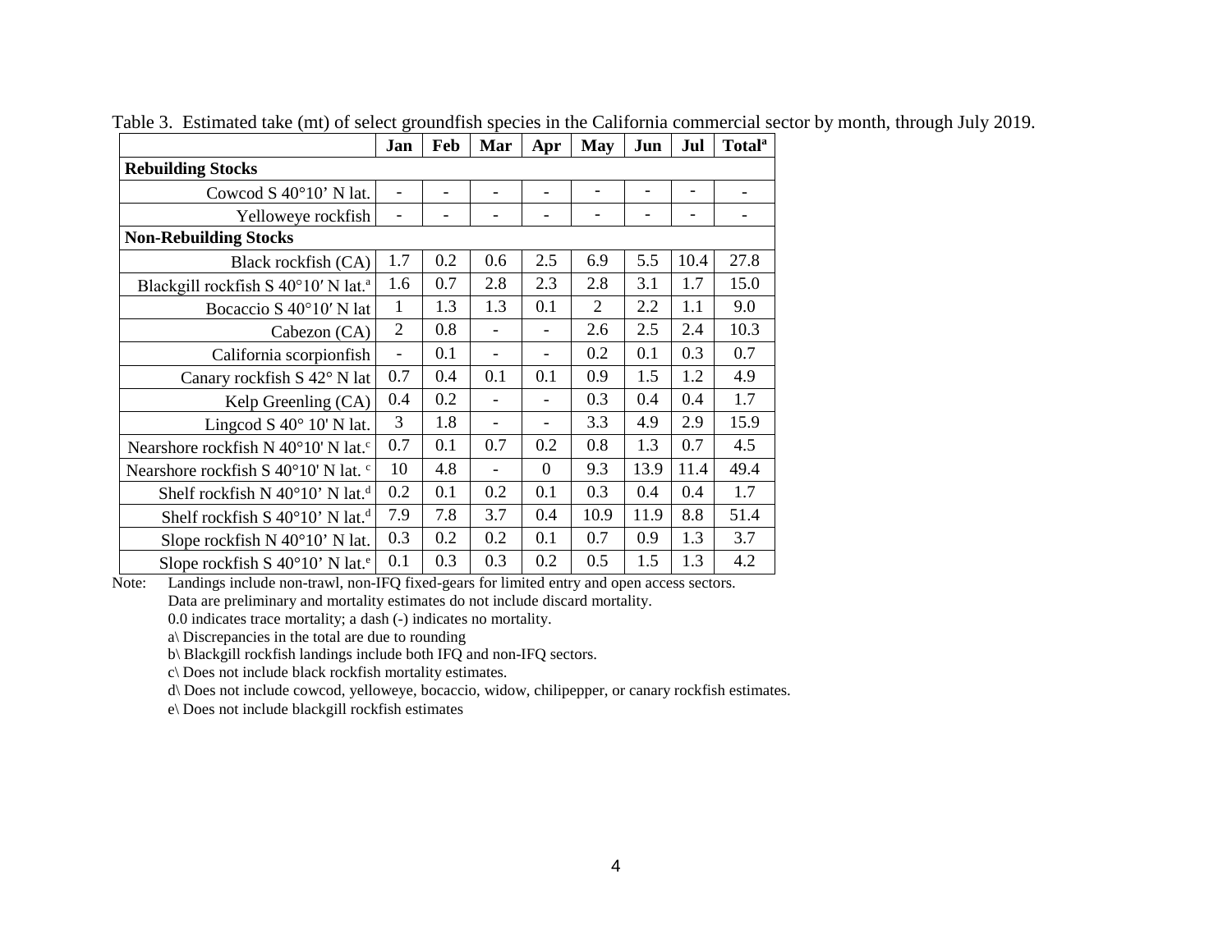Table 3. Estimated take (mt) of select groundfish species in the California commercial sector by month, through July 2019.

| | Jan | Feb | Mar | Apr | May | Jun | Jul | Total[a] |
|---|---|---|---|---|---|---|---|---|
| **Rebuilding Stocks** | | | | | | | | |
| Cowcod S 40°10’ N lat. | - | - | - | - | - | - | - | - |
| Yelloweye rockfish | - | - | - | - | - | - | - | - |
| **Non-Rebuilding Stocks** | | | | | | | | |
| Black rockfish (CA) | 1.7 | 0.2 | 0.6 | 2.5 | 6.9 | 5.5 | 10.4 | 27.8 |
| Blackgill rockfish S 40°10′ N lat.[a] | 1.6 | 0.7 | 2.8 | 2.3 | 2.8 | 3.1 | 1.7 | 15.0 |
| Bocaccio S 40°10′ N lat | 1 | 1.3 | 1.3 | 0.1 | 2 | 2.2 | 1.1 | 9.0 |
| Cabezon (CA) | 2 | 0.8 | - | - | 2.6 | 2.5 | 2.4 | 10.3 |
| California scorpionfish | - | 0.1 | - | - | 0.2 | 0.1 | 0.3 | 0.7 |
| Canary rockfish S 42° N lat | 0.7 | 0.4 | 0.1 | 0.1 | 0.9 | 1.5 | 1.2 | 4.9 |
| Kelp Greenling (CA) | 0.4 | 0.2 | - | - | 0.3 | 0.4 | 0.4 | 1.7 |
| Lingcod S 40° 10' N lat. | 3 | 1.8 | - | - | 3.3 | 4.9 | 2.9 | 15.9 |
| Nearshore rockfish N 40°10' N lat.[c] | 0.7 | 0.1 | 0.7 | 0.2 | 0.8 | 1.3 | 0.7 | 4.5 |
| Nearshore rockfish S 40°10' N lat. [c] | 10 | 4.8 | - | 0 | 9.3 | 13.9 | 11.4 | 49.4 |
| Shelf rockfish N 40°10’ N lat.[d] | 0.2 | 0.1 | 0.2 | 0.1 | 0.3 | 0.4 | 0.4 | 1.7 |
| Shelf rockfish S 40°10’ N lat.[d] | 7.9 | 7.8 | 3.7 | 0.4 | 10.9 | 11.9 | 8.8 | 51.4 |
| Slope rockfish N 40°10’ N lat. | 0.3 | 0.2 | 0.2 | 0.1 | 0.7 | 0.9 | 1.3 | 3.7 |
| Slope rockfish S 40°10’ N lat.[e] | 0.1 | 0.3 | 0.3 | 0.2 | 0.5 | 1.5 | 1.3 | 4.2 |

Note: Landings include non-trawl, non-IFQ fixed-gears for limited entry and open access sectors.
Data are preliminary and mortality estimates do not include discard mortality.
0.0 indicates trace mortality; a dash (-) indicates no mortality.
a\ Discrepancies in the total are due to rounding
b\ Blackgill rockfish landings include both IFQ and non-IFQ sectors.
c\ Does not include black rockfish mortality estimates.
d\ Does not include cowcod, yelloweye, bocaccio, widow, chilipepper, or canary rockfish estimates.
e\ Does not include blackgill rockfish estimates